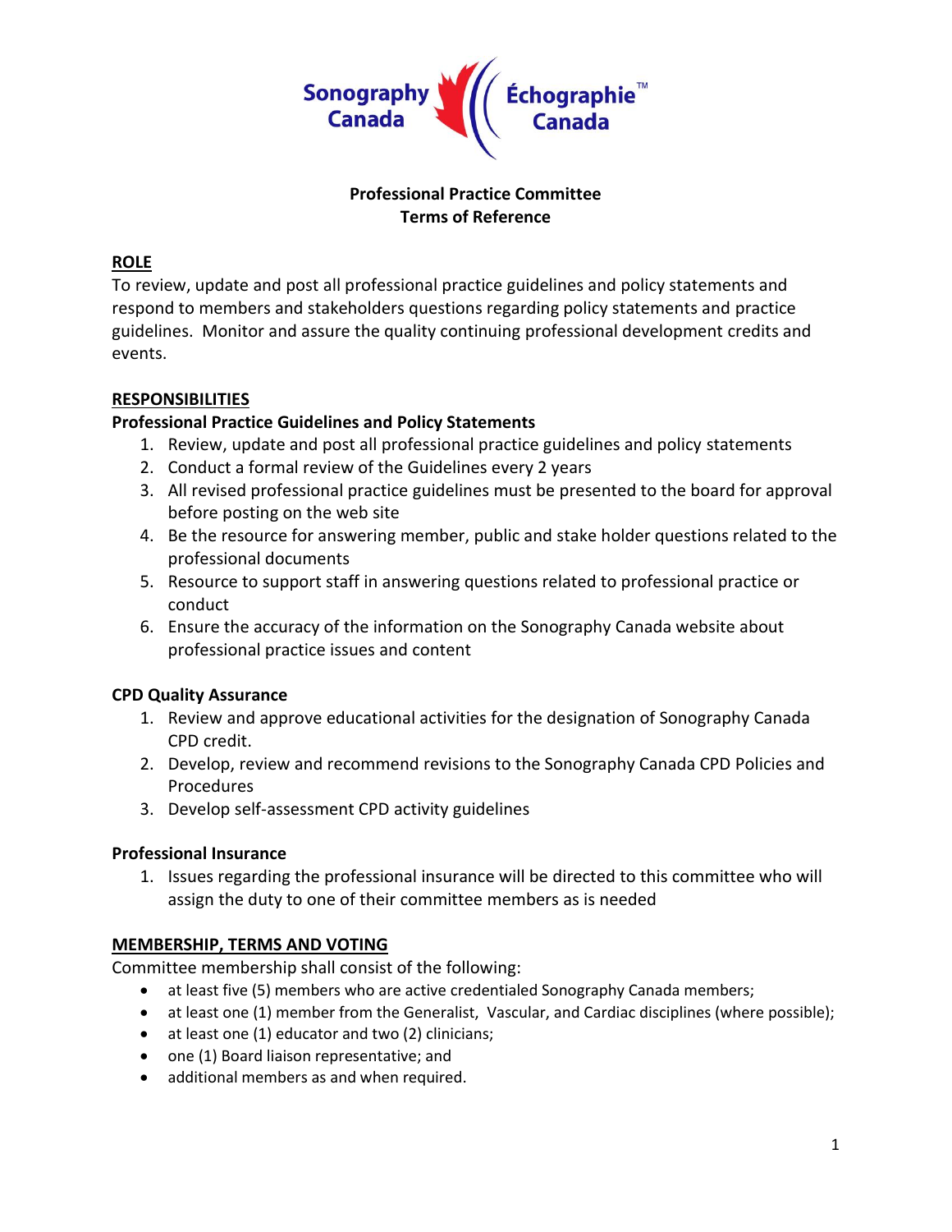# Professional Practice Committee
# Terms of Reference

## ROLE

To review, update and post all professional practice guidelines and policy statements and respond to members and stakeholders questions regarding policy statements and practice guidelines. Monitor and assure the quality continuing professional development credits and events.

## RESPONSIBILITIES

### Professional Practice Guidelines and Policy Statements

1. Review, update and post all professional practice guidelines and policy statements
2. Conduct a formal review of the Guidelines every 2 years
3. All revised professional practice guidelines must be presented to the board for approval before posting on the web site
4. Be the resource for answering member, public and stake holder questions related to the professional documents
5. Resource to support staff in answering questions related to professional practice or conduct
6. Ensure the accuracy of the information on the Sonography Canada website about professional practice issues and content

### CPD Quality Assurance

1. Review and approve educational activities for the designation of Sonography Canada CPD credit.
2. Develop, review and recommend revisions to the Sonography Canada CPD Policies and Procedures
3. Develop self-assessment CPD activity guidelines

### Professional Insurance

1. Issues regarding the professional insurance will be directed to this committee who will assign the duty to one of their committee members as is needed

## MEMBERSHIP, TERMS AND VOTING

Committee membership shall consist of the following:

- at least five (5) members who are active credentialed Sonography Canada members;
- at least one (1) member from the Generalist, Vascular, and Cardiac disciplines (where possible);
- at least one (1) educator and two (2) clinicians;
- one (1) Board liaison representative; and
- additional members as and when required.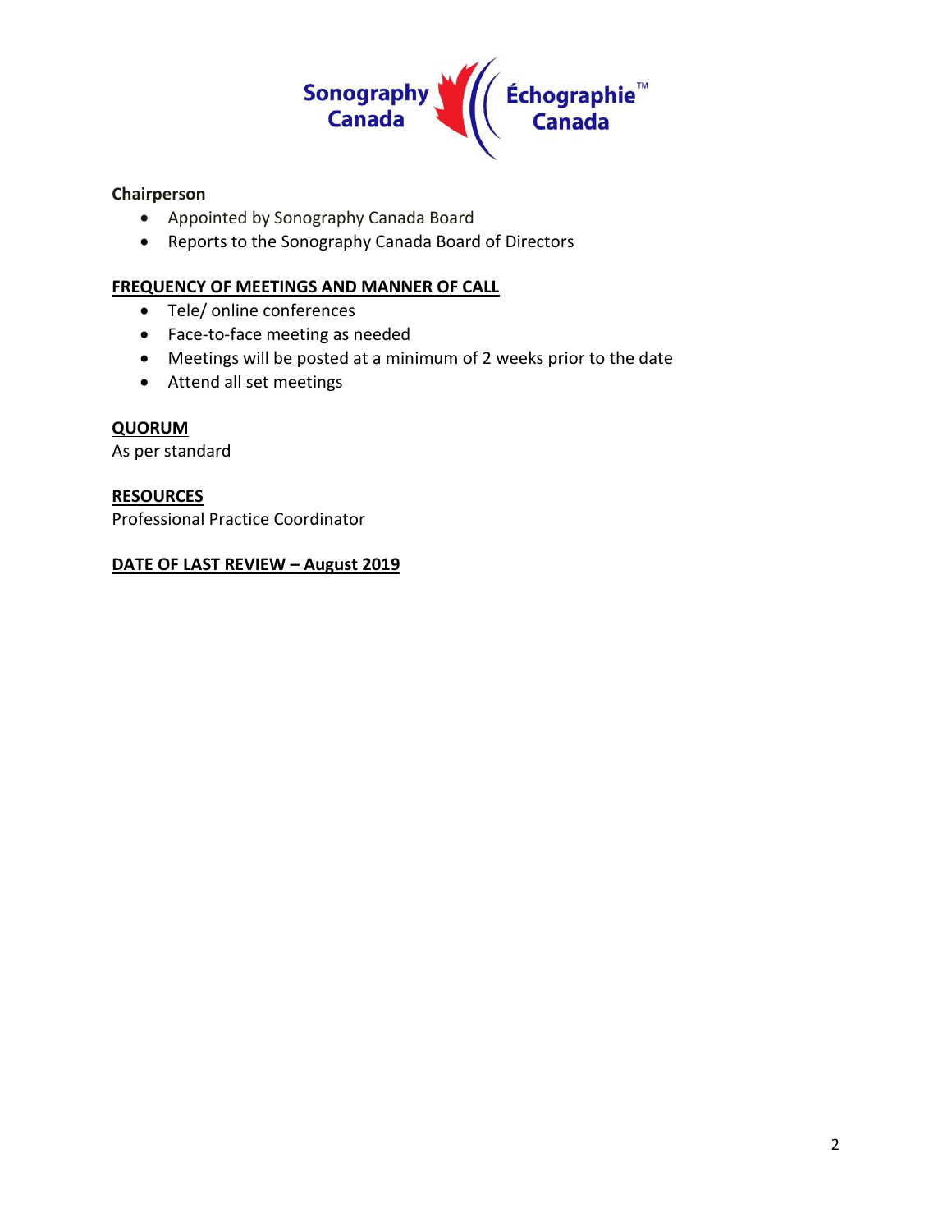**Chairperson**

- Appointed by Sonography Canada Board
- Reports to the Sonography Canada Board of Directors

## FREQUENCY OF MEETINGS AND MANNER OF CALL

- Tele/ online conferences
- Face-to-face meeting as needed
- Meetings will be posted at a minimum of 2 weeks prior to the date
- Attend all set meetings

## QUORUM

As per standard

## RESOURCES

Professional Practice Coordinator

## DATE OF LAST REVIEW – August 2019